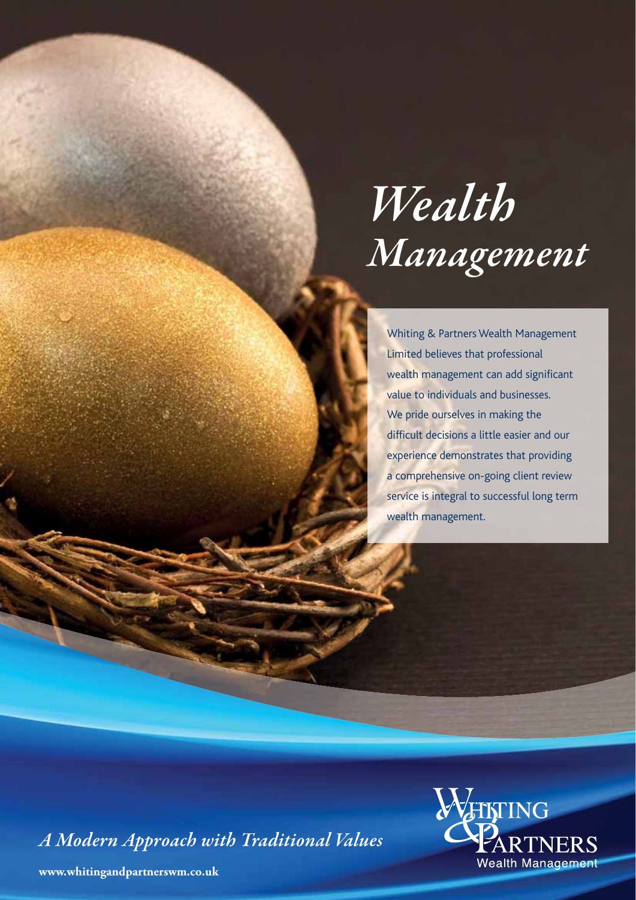# *Wealth Management*

Whiting & Partners Wealth Management Limited believes that professional wealth management can add significant value to individuals and businesses. We pride ourselves in making the difficult decisions a little easier and our experience demonstrates that providing a comprehensive on-going client review service is integral to successful long term wealth management.

*A Modern Approach with Traditional Values*

**www.whitingandpartnerswm.co.uk**

Whiting & Partners Wealth Management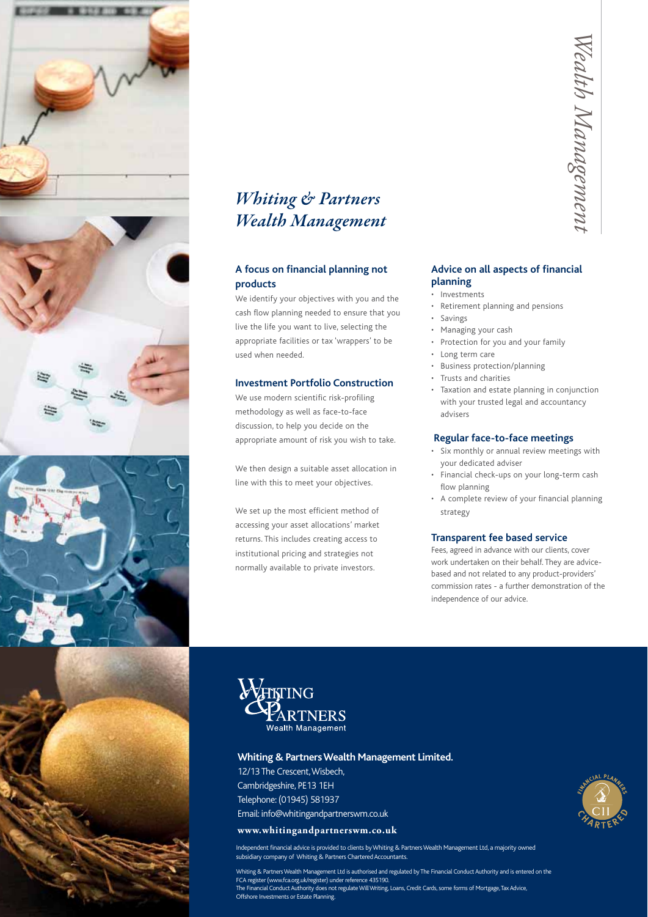# *Whiting & Partners Wealth Management*

*Wealth Management*

## A focus on financial planning not products

We identify your objectives with you and the cash flow planning needed to ensure that you live the life you want to live, selecting the appropriate facilities or tax 'wrappers' to be used when needed.

## Investment Portfolio Construction

We use modern scientific risk-profiling methodology as well as face-to-face discussion, to help you decide on the appropriate amount of risk you wish to take.

We then design a suitable asset allocation in line with this to meet your objectives.

We set up the most efficient method of accessing your asset allocations' market returns. This includes creating access to institutional pricing and strategies not normally available to private investors.

## Advice on all aspects of financial planning

- Investments
- Retirement planning and pensions
- Savings
- Managing your cash
- Protection for you and your family
- Long term care
- Business protection/planning
- Trusts and charities
- Taxation and estate planning in conjunction with your trusted legal and accountancy advisers

## Regular face-to-face meetings

- Six monthly or annual review meetings with your dedicated adviser
- Financial check-ups on your long-term cash flow planning
- A complete review of your financial planning strategy

## Transparent fee based service

Fees, agreed in advance with our clients, cover work undertaken on their behalf. They are advice-based and not related to any product-providers' commission rates - a further demonstration of the independence of our advice.

WHITING & PARTNERS
Wealth Management

**Whiting & Partners Wealth Management Limited.**

12/13 The Crescent, Wisbech,
Cambridgeshire, PE13 1EH
Telephone: (01945) 581937
Email: info@whitingandpartnerswm.co.uk

**www.whitingandpartnerswm.co.uk**

FINANCIAL PLANNERS CII CHARTERED

Independent financial advice is provided to clients by Whiting & Partners Wealth Management Ltd, a majority owned subsidiary company of Whiting & Partners Chartered Accountants.

Whiting & Partners Wealth Management Ltd is authorised and regulated by The Financial Conduct Authority and is entered on the FCA register (www.fca.org.uk/register) under reference 435190.
The Financial Conduct Authority does not regulate Will Writing, Loans, Credit Cards, some forms of Mortgage, Tax Advice, Offshore Investments or Estate Planning.